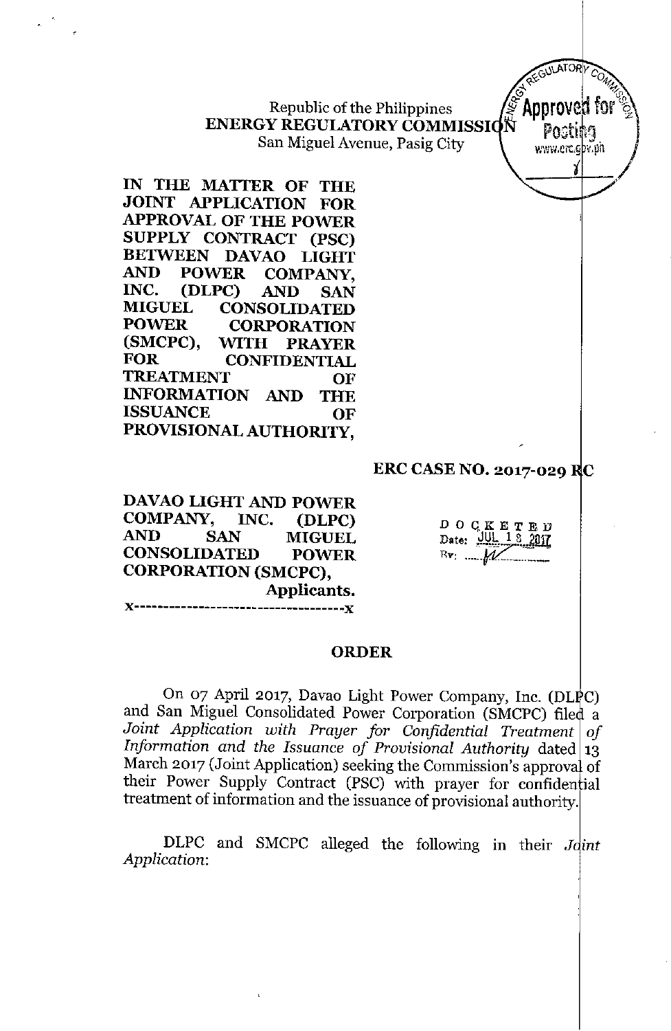Republic of the Philippines
**ENERGY REGULATORY COMMISSION**
San Miguel Avenue, Pasig City

**IN THE MATTER OF THE JOINT APPLICATION FOR APPROVAL OF THE POWER SUPPLY CONTRACT (PSC) BETWEEN DAVAO LIGHT AND POWER COMPANY, INC. (DLPC) AND SAN MIGUEL CONSOLIDATED POWER CORPORATION (SMCPC), WITH PRAYER FOR CONFIDENTIAL TREATMENT OF INFORMATION AND THE ISSUANCE OF PROVISIONAL AUTHORITY,**

**ERC CASE NO. 2017-029 RC**

**DAVAO LIGHT AND POWER COMPANY, INC. (DLPC) AND SAN MIGUEL CONSOLIDATED POWER CORPORATION (SMCPC),**
**Applicants.**
x-----------------------------------x

DOCKETED
Date: JUL 18 2017

## ORDER

On 07 April 2017, Davao Light Power Company, Inc. (DLPC) and San Miguel Consolidated Power Corporation (SMCPC) filed a *Joint Application with Prayer for Confidential Treatment of Information and the Issuance of Provisional Authority* dated 13 March 2017 (Joint Application) seeking the Commission's approval of their Power Supply Contract (PSC) with prayer for confidential treatment of information and the issuance of provisional authority.

DLPC and SMCPC alleged the following in their *Joint Application*: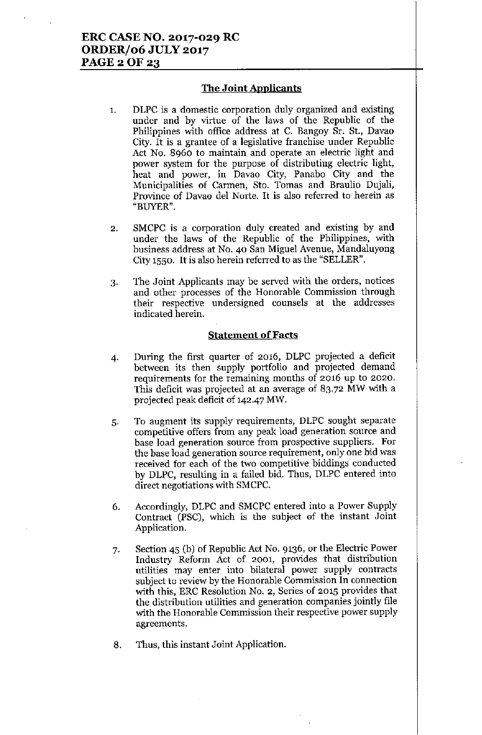## The Joint Applicants

1. DLPC is a domestic corporation duly organized and existing under and by virtue of the laws of the Republic of the Philippines with office address at C. Bangoy Sr. St., Davao City. It is a grantee of a legislative franchise under Republic Act No. 8960 to maintain and operate an electric light and power system for the purpose of distributing electric light, heat and power, in Davao City, Panabo City and the Municipalities of Carmen, Sto. Tomas and Braulio Dujali, Province of Davao del Norte. It is also referred to herein as "BUYER".

2. SMCPC is a corporation duly created and existing by and under the laws of the Republic of the Philippines, with business address at No. 40 San Miguel Avenue, Mandaluyong City 1550. It is also herein referred to as the "SELLER".

3. The Joint Applicants may be served with the orders, notices and other processes of the Honorable Commission through their respective undersigned counsels at the addresses indicated herein.

## Statement of Facts

4. During the first quarter of 2016, DLPC projected a deficit between its then supply portfolio and projected demand requirements for the remaining months of 2016 up to 2020. This deficit was projected at an average of 83.72 MW with a projected peak deficit of 142.47 MW.

5. To augment its supply requirements, DLPC sought separate competitive offers from any peak load generation source and base load generation source from prospective suppliers. For the base load generation source requirement, only one bid was received for each of the two competitive biddings conducted by DLPC, resulting in a failed bid. Thus, DLPC entered into direct negotiations with SMCPC.

6. Accordingly, DLPC and SMCPC entered into a Power Supply Contract (PSC), which is the subject of the instant Joint Application.

7. Section 45 (b) of Republic Act No. 9136, or the Electric Power Industry Reform Act of 2001, provides that distribution utilities may enter into bilateral power supply contracts subject to review by the Honorable Commission In connection with this, ERC Resolution No. 2, Series of 2015 provides that the distribution utilities and generation companies jointly file with the Honorable Commission their respective power supply agreements.

8. Thus, this instant Joint Application.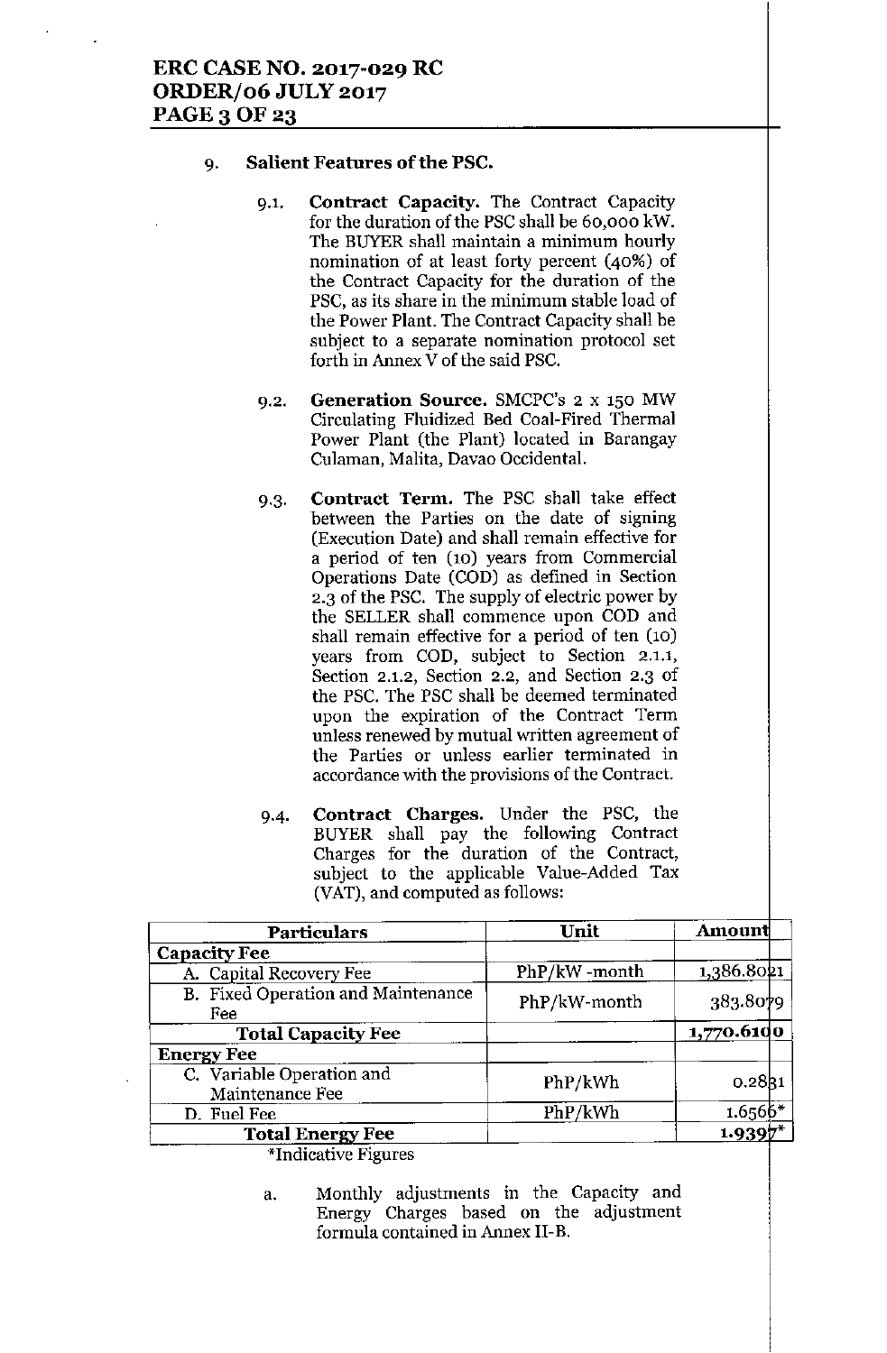9. **Salient Features of the PSC.**

   9.1. **Contract Capacity.** The Contract Capacity for the duration of the PSC shall be 60,000 kW. The BUYER shall maintain a minimum hourly nomination of at least forty percent (40%) of the Contract Capacity for the duration of the PSC, as its share in the minimum stable load of the Power Plant. The Contract Capacity shall be subject to a separate nomination protocol set forth in Annex V of the said PSC.

   9.2. **Generation Source.** SMCPC's 2 x 150 MW Circulating Fluidized Bed Coal-Fired Thermal Power Plant (the Plant) located in Barangay Culaman, Malita, Davao Occidental.

   9.3. **Contract Term.** The PSC shall take effect between the Parties on the date of signing (Execution Date) and shall remain effective for a period of ten (10) years from Commercial Operations Date (COD) as defined in Section 2.3 of the PSC. The supply of electric power by the SELLER shall commence upon COD and shall remain effective for a period of ten (10) years from COD, subject to Section 2.1.1, Section 2.1.2, Section 2.2, and Section 2.3 of the PSC. The PSC shall be deemed terminated upon the expiration of the Contract Term unless renewed by mutual written agreement of the Parties or unless earlier terminated in accordance with the provisions of the Contract.

   9.4. **Contract Charges.** Under the PSC, the BUYER shall pay the following Contract Charges for the duration of the Contract, subject to the applicable Value-Added Tax (VAT), and computed as follows:

| Particulars | Unit | Amount |
|---|---|---|
| **Capacity Fee** | | |
| A. Capital Recovery Fee | PhP/kW -month | 1,386.8021 |
| B. Fixed Operation and Maintenance Fee | PhP/kW-month | 383.8079 |
| **Total Capacity Fee** | | **1,770.6100** |
| **Energy Fee** | | |
| C. Variable Operation and Maintenance Fee | PhP/kWh | 0.2831 |
| D. Fuel Fee | PhP/kWh | 1.6566* |
| **Total Energy Fee** | | **1.9397*** |

*Indicative Figures

   a. Monthly adjustments in the Capacity and Energy Charges based on the adjustment formula contained in Annex II-B.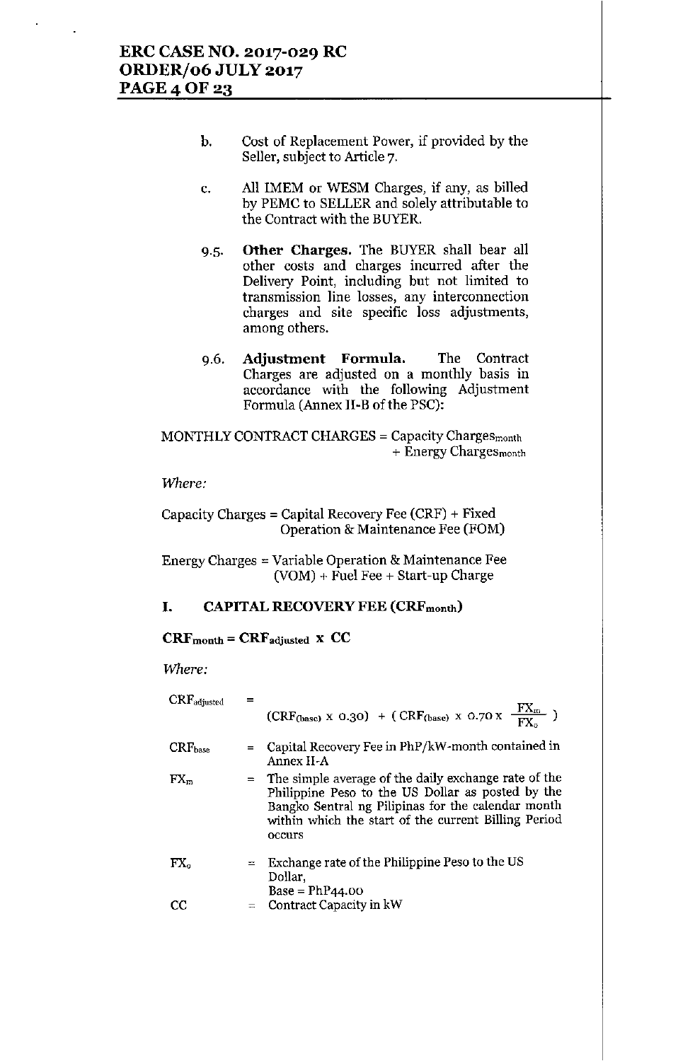b. Cost of Replacement Power, if provided by the Seller, subject to Article 7.

c. All IMEM or WESM Charges, if any, as billed by PEMC to SELLER and solely attributable to the Contract with the BUYER.

9.5. **Other Charges.** The BUYER shall bear all other costs and charges incurred after the Delivery Point, including but not limited to transmission line losses, any interconnection charges and site specific loss adjustments, among others.

9.6. **Adjustment Formula.** The Contract Charges are adjusted on a monthly basis in accordance with the following Adjustment Formula (Annex II-B of the PSC):

$$\text{MONTHLY CONTRACT CHARGES} = \text{Capacity Charges}_{month} + \text{Energy Charges}_{month}$$

*Where:*

Capacity Charges = Capital Recovery Fee (CRF) + Fixed Operation & Maintenance Fee (FOM)

Energy Charges = Variable Operation & Maintenance Fee (VOM) + Fuel Fee + Start-up Charge

## I. CAPITAL RECOVERY FEE ($CRF_{month}$)

$$\mathbf{CRF_{month} = CRF_{adjusted} \times CC}$$

*Where:*

| | | |
|---|---|---|
| $CRF_{adjusted}$ | = | $(CRF_{(base)} \times 0.30) + (CRF_{(base)} \times 0.70 \times \frac{FX_m}{FX_o})$ |
| $CRF_{base}$ | = | Capital Recovery Fee in PhP/kW-month contained in Annex II-A |
| $FX_m$ | = | The simple average of the daily exchange rate of the Philippine Peso to the US Dollar as posted by the Bangko Sentral ng Pilipinas for the calendar month within which the start of the current Billing Period occurs |
| $FX_o$ | = | Exchange rate of the Philippine Peso to the US Dollar, Base = PhP44.00 |
| CC | = | Contract Capacity in kW |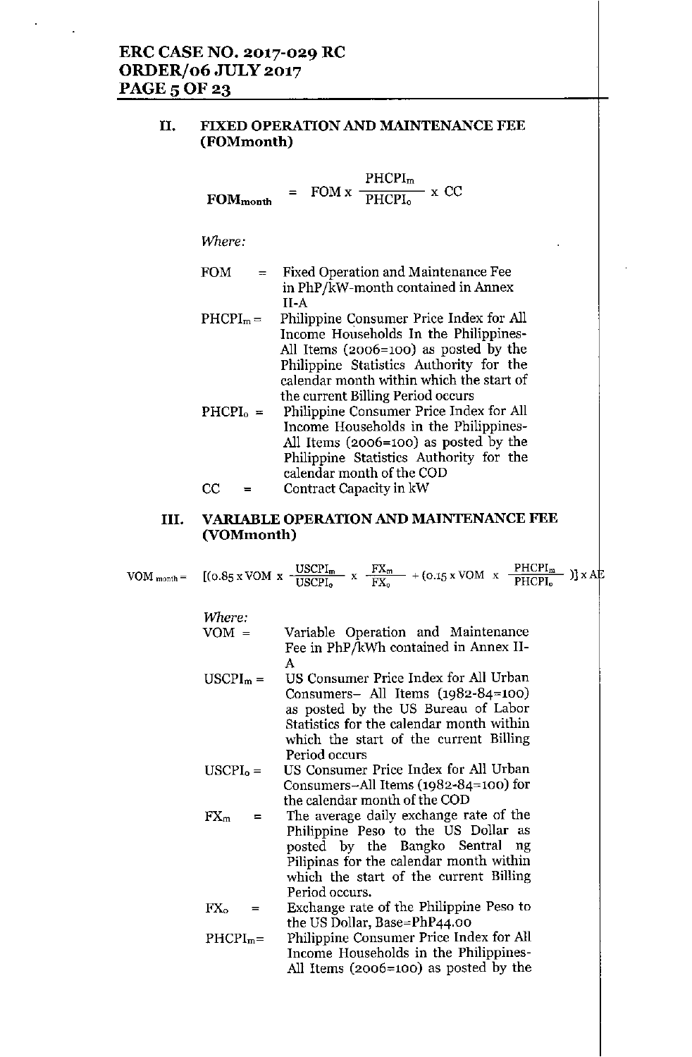## II. FIXED OPERATION AND MAINTENANCE FEE (FOMmonth)

$$FOM_{month} = FOM \times \frac{PHCPI_m}{PHCPI_o} \times CC$$

*Where:*

- FOM = Fixed Operation and Maintenance Fee in PhP/kW-month contained in Annex II-A
- $PHCPI_m$ = Philippine Consumer Price Index for All Income Households In the Philippines-All Items (2006=100) as posted by the Philippine Statistics Authority for the calendar month within which the start of the current Billing Period occurs
- $PHCPI_o$ = Philippine Consumer Price Index for All Income Households in the Philippines-All Items (2006=100) as posted by the Philippine Statistics Authority for the calendar month of the COD
- CC = Contract Capacity in kW

## III. VARIABLE OPERATION AND MAINTENANCE FEE (VOMmonth)

$$VOM_{month} = [(0.85 \times VOM \times \frac{USCPI_m}{USCPI_o} \times \frac{FX_m}{FX_o} + (0.15 \times VOM \times \frac{PHCPI_m}{PHCPI_o})] \times AE$$

*Where:*

- VOM = Variable Operation and Maintenance Fee in PhP/kWh contained in Annex II-A
- $USCPI_m$ = US Consumer Price Index for All Urban Consumers– All Items (1982-84=100) as posted by the US Bureau of Labor Statistics for the calendar month within which the start of the current Billing Period occurs
- $USCPI_o$ = US Consumer Price Index for All Urban Consumers–All Items (1982-84=100) for the calendar month of the COD
- $FX_m$ = The average daily exchange rate of the Philippine Peso to the US Dollar as posted by the Bangko Sentral ng Pilipinas for the calendar month within which the start of the current Billing Period occurs.
- $FX_o$ = Exchange rate of the Philippine Peso to the US Dollar, Base=PhP44.00
- $PHCPI_m$= Philippine Consumer Price Index for All Income Households in the Philippines-All Items (2006=100) as posted by the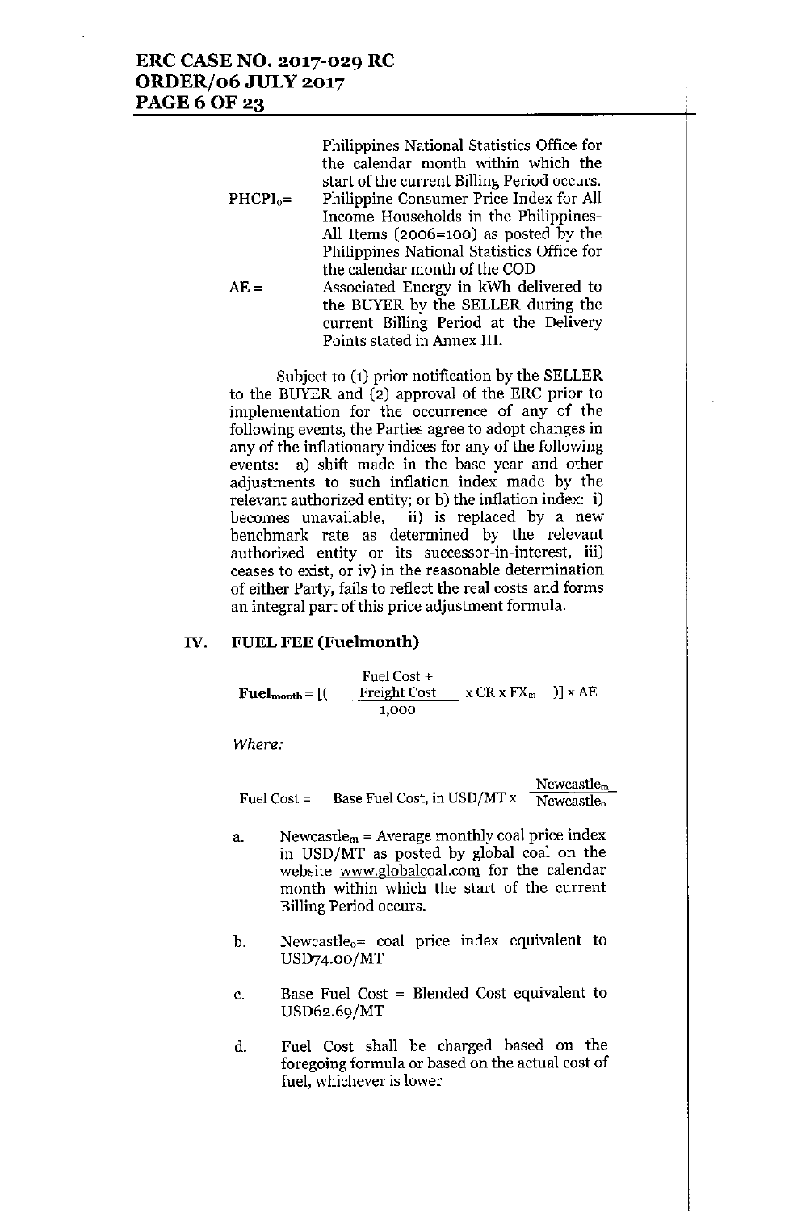Philippines National Statistics Office for the calendar month within which the start of the current Billing Period occurs.

$PHCPI_o$= Philippine Consumer Price Index for All Income Households in the Philippines- All Items (2006=100) as posted by the Philippines National Statistics Office for the calendar month of the COD

AE = Associated Energy in kWh delivered to the BUYER by the SELLER during the current Billing Period at the Delivery Points stated in Annex III.

Subject to (1) prior notification by the SELLER to the BUYER and (2) approval of the ERC prior to implementation for the occurrence of any of the following events, the Parties agree to adopt changes in any of the inflationary indices for any of the following events: a) shift made in the base year and other adjustments to such inflation index made by the relevant authorized entity; or b) the inflation index: i) becomes unavailable, ii) is replaced by a new benchmark rate as determined by the relevant authorized entity or its successor-in-interest, iii) ceases to exist, or iv) in the reasonable determination of either Party, fails to reflect the real costs and forms an integral part of this price adjustment formula.

## IV. FUEL FEE (Fuelmonth)

$$\textbf{Fuel}_{\textbf{month}} = [( \frac{\text{Fuel Cost} + \text{Freight Cost}}{1{,}000} \times CR \times FX_m \;)] \times AE$$

*Where:*

$$\text{Fuel Cost} = \text{Base Fuel Cost, in USD/MT} \times \frac{\text{Newcastle}_m}{\text{Newcastle}_o}$$

a. $\text{Newcastle}_m$ = Average monthly coal price index in USD/MT as posted by global coal on the website www.globalcoal.com for the calendar month within which the start of the current Billing Period occurs.

b. $\text{Newcastle}_o$= coal price index equivalent to USD74.00/MT

c. Base Fuel Cost = Blended Cost equivalent to USD62.69/MT

d. Fuel Cost shall be charged based on the foregoing formula or based on the actual cost of fuel, whichever is lower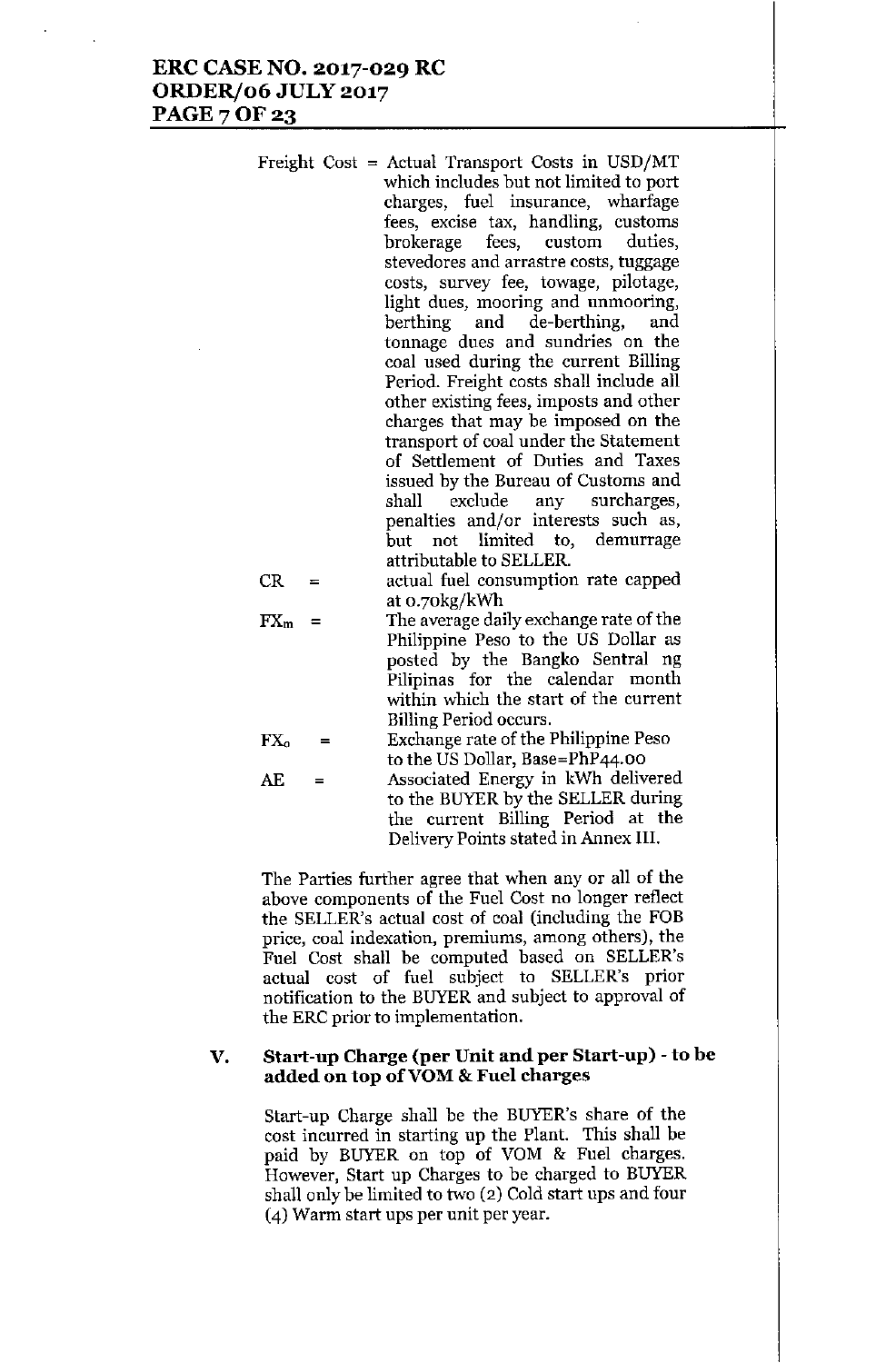Freight Cost = Actual Transport Costs in USD/MT which includes but not limited to port charges, fuel insurance, wharfage fees, excise tax, handling, customs brokerage fees, custom duties, stevedores and arrastre costs, tuggage costs, survey fee, towage, pilotage, light dues, mooring and unmooring, berthing and de-berthing, and tonnage dues and sundries on the coal used during the current Billing Period. Freight costs shall include all other existing fees, imposts and other charges that may be imposed on the transport of coal under the Statement of Settlement of Duties and Taxes issued by the Bureau of Customs and shall exclude any surcharges, penalties and/or interests such as, but not limited to, demurrage attributable to SELLER.

CR = actual fuel consumption rate capped at 0.70kg/kWh

$FX_m$ = The average daily exchange rate of the Philippine Peso to the US Dollar as posted by the Bangko Sentral ng Pilipinas for the calendar month within which the start of the current Billing Period occurs.

$FX_o$ = Exchange rate of the Philippine Peso to the US Dollar, Base=PhP44.00

AE = Associated Energy in kWh delivered to the BUYER by the SELLER during the current Billing Period at the Delivery Points stated in Annex III.

The Parties further agree that when any or all of the above components of the Fuel Cost no longer reflect the SELLER's actual cost of coal (including the FOB price, coal indexation, premiums, among others), the Fuel Cost shall be computed based on SELLER's actual cost of fuel subject to SELLER's prior notification to the BUYER and subject to approval of the ERC prior to implementation.

## V. Start-up Charge (per Unit and per Start-up) - to be added on top of VOM & Fuel charges

Start-up Charge shall be the BUYER's share of the cost incurred in starting up the Plant. This shall be paid by BUYER on top of VOM & Fuel charges. However, Start up Charges to be charged to BUYER shall only be limited to two (2) Cold start ups and four (4) Warm start ups per unit per year.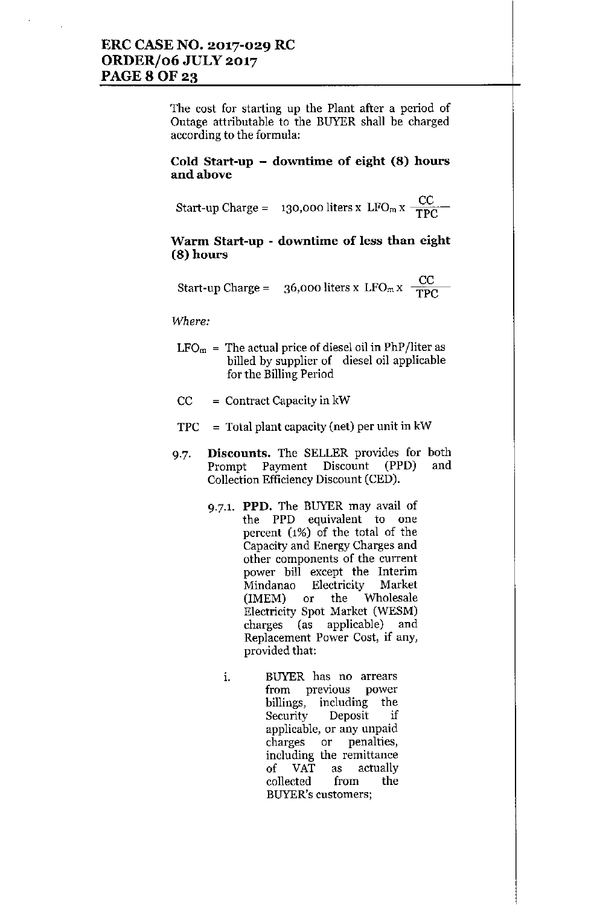The cost for starting up the Plant after a period of Outage attributable to the BUYER shall be charged according to the formula:

**Cold Start-up – downtime of eight (8) hours and above**

$$\text{Start-up Charge} = 130{,}000 \text{ liters} \times LFO_m \times \frac{CC}{TPC}$$

**Warm Start-up - downtime of less than eight (8) hours**

$$\text{Start-up Charge} = 36{,}000 \text{ liters} \times LFO_m \times \frac{CC}{TPC}$$

*Where:*

$LFO_m$ = The actual price of diesel oil in PhP/liter as billed by supplier of diesel oil applicable for the Billing Period

CC = Contract Capacity in kW

TPC = Total plant capacity (net) per unit in kW

9.7. **Discounts.** The SELLER provides for both Prompt Payment Discount (PPD) and Collection Efficiency Discount (CED).

9.7.1. **PPD.** The BUYER may avail of the PPD equivalent to one percent (1%) of the total of the Capacity and Energy Charges and other components of the current power bill except the Interim Mindanao Electricity Market (IMEM) or the Wholesale Electricity Spot Market (WESM) charges (as applicable) and Replacement Power Cost, if any, provided that:

i. BUYER has no arrears from previous power billings, including the Security Deposit if applicable, or any unpaid charges or penalties, including the remittance of VAT as actually collected from the BUYER's customers;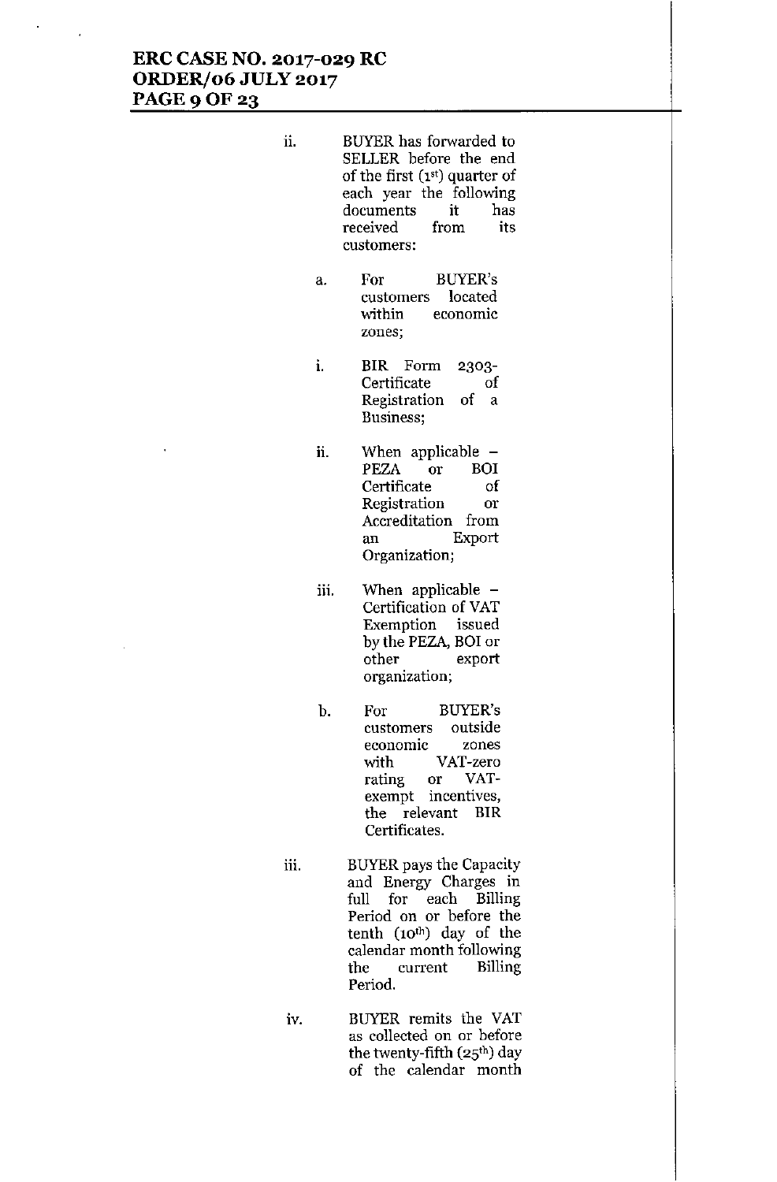ii. BUYER has forwarded to SELLER before the end of the first (1st) quarter of each year the following documents it has received from its customers:

   a. For BUYER's customers located within economic zones;

      i. BIR Form 2303- Certificate of Registration of a Business;

      ii. When applicable – PEZA or BOI Certificate of Registration or Accreditation from an Export Organization;

      iii. When applicable – Certification of VAT Exemption issued by the PEZA, BOI or other export organization;

   b. For BUYER's customers outside economic zones with VAT-zero rating or VAT-exempt incentives, the relevant BIR Certificates.

iii. BUYER pays the Capacity and Energy Charges in full for each Billing Period on or before the tenth (10th) day of the calendar month following the current Billing Period.

iv. BUYER remits the VAT as collected on or before the twenty-fifth (25th) day of the calendar month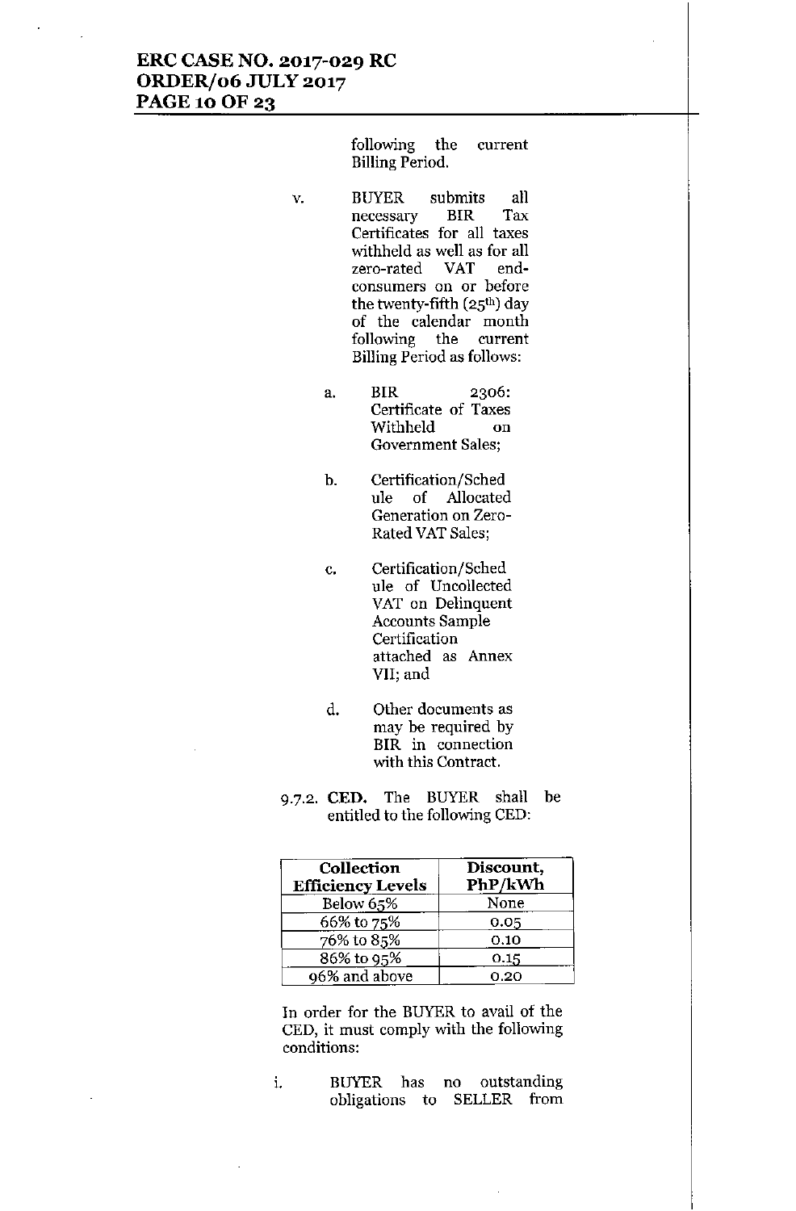following the current Billing Period.

v. BUYER submits all necessary BIR Tax Certificates for all taxes withheld as well as for all zero-rated VAT end-consumers on or before the twenty-fifth (25th) day of the calendar month following the current Billing Period as follows:

   a. BIR 2306: Certificate of Taxes Withheld on Government Sales;

   b. Certification/Schedule of Allocated Generation on Zero-Rated VAT Sales;

   c. Certification/Schedule of Uncollected VAT on Delinquent Accounts Sample Certification attached as Annex VII; and

   d. Other documents as may be required by BIR in connection with this Contract.

9.7.2. **CED.** The BUYER shall be entitled to the following CED:

| Collection Efficiency Levels | Discount, PhP/kWh |
|---|---|
| Below 65% | None |
| 66% to 75% | 0.05 |
| 76% to 85% | 0.10 |
| 86% to 95% | 0.15 |
| 96% and above | 0.20 |

In order for the BUYER to avail of the CED, it must comply with the following conditions:

i. BUYER has no outstanding obligations to SELLER from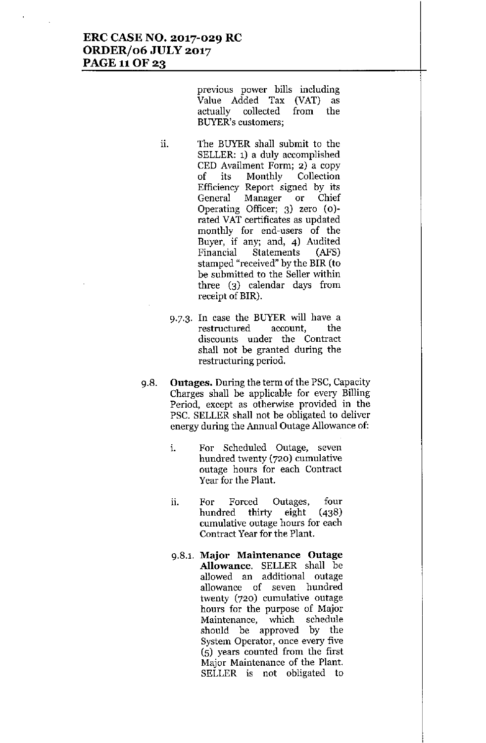previous power bills including Value Added Tax (VAT) as actually collected from the BUYER's customers;

ii. The BUYER shall submit to the SELLER: 1) a duly accomplished CED Availment Form; 2) a copy of its Monthly Collection Efficiency Report signed by its General Manager or Chief Operating Officer; 3) zero (0)-rated VAT certificates as updated monthly for end-users of the Buyer, if any; and, 4) Audited Financial Statements (AFS) stamped "received" by the BIR (to be submitted to the Seller within three (3) calendar days from receipt of BIR).

9.7.3. In case the BUYER will have a restructured account, the discounts under the Contract shall not be granted during the restructuring period.

9.8. **Outages.** During the term of the PSC, Capacity Charges shall be applicable for every Billing Period, except as otherwise provided in the PSC. SELLER shall not be obligated to deliver energy during the Annual Outage Allowance of:

i. For Scheduled Outage, seven hundred twenty (720) cumulative outage hours for each Contract Year for the Plant.

ii. For Forced Outages, four hundred thirty eight (438) cumulative outage hours for each Contract Year for the Plant.

9.8.1. **Major Maintenance Outage Allowance.** SELLER shall be allowed an additional outage allowance of seven hundred twenty (720) cumulative outage hours for the purpose of Major Maintenance, which schedule should be approved by the System Operator, once every five (5) years counted from the first Major Maintenance of the Plant. SELLER is not obligated to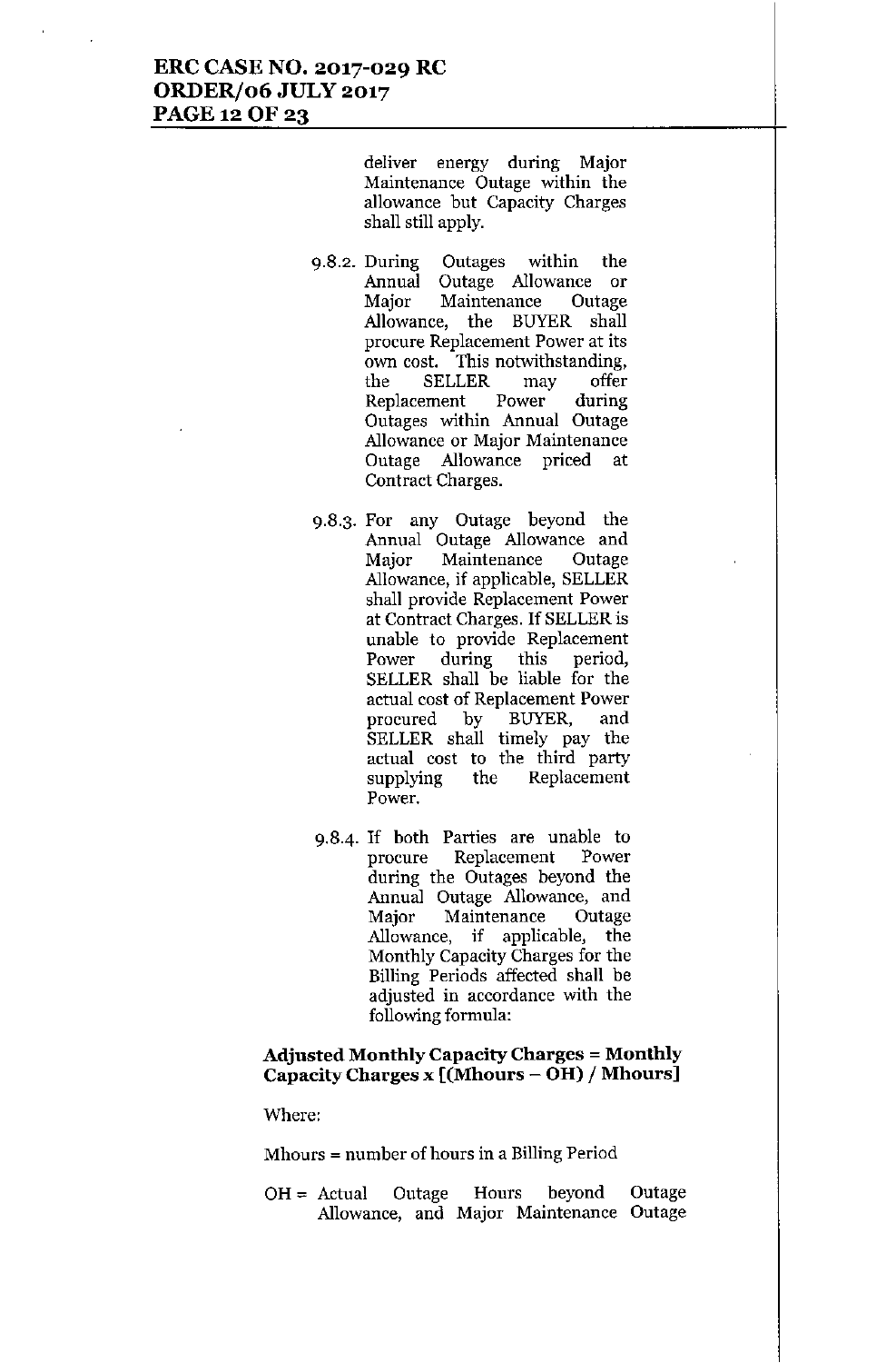deliver energy during Major Maintenance Outage within the allowance but Capacity Charges shall still apply.

9.8.2. During Outages within the Annual Outage Allowance or Major Maintenance Outage Allowance, the BUYER shall procure Replacement Power at its own cost. This notwithstanding, the SELLER may offer Replacement Power during Outages within Annual Outage Allowance or Major Maintenance Outage Allowance priced at Contract Charges.

9.8.3. For any Outage beyond the Annual Outage Allowance and Major Maintenance Outage Allowance, if applicable, SELLER shall provide Replacement Power at Contract Charges. If SELLER is unable to provide Replacement Power during this period, SELLER shall be liable for the actual cost of Replacement Power procured by BUYER, and SELLER shall timely pay the actual cost to the third party supplying the Replacement Power.

9.8.4. If both Parties are unable to procure Replacement Power during the Outages beyond the Annual Outage Allowance, and Major Maintenance Outage Allowance, if applicable, the Monthly Capacity Charges for the Billing Periods affected shall be adjusted in accordance with the following formula:

**Adjusted Monthly Capacity Charges = Monthly Capacity Charges x [(Mhours – OH) / Mhours]**

Where:

Mhours = number of hours in a Billing Period

OH = Actual Outage Hours beyond Outage Allowance, and Major Maintenance Outage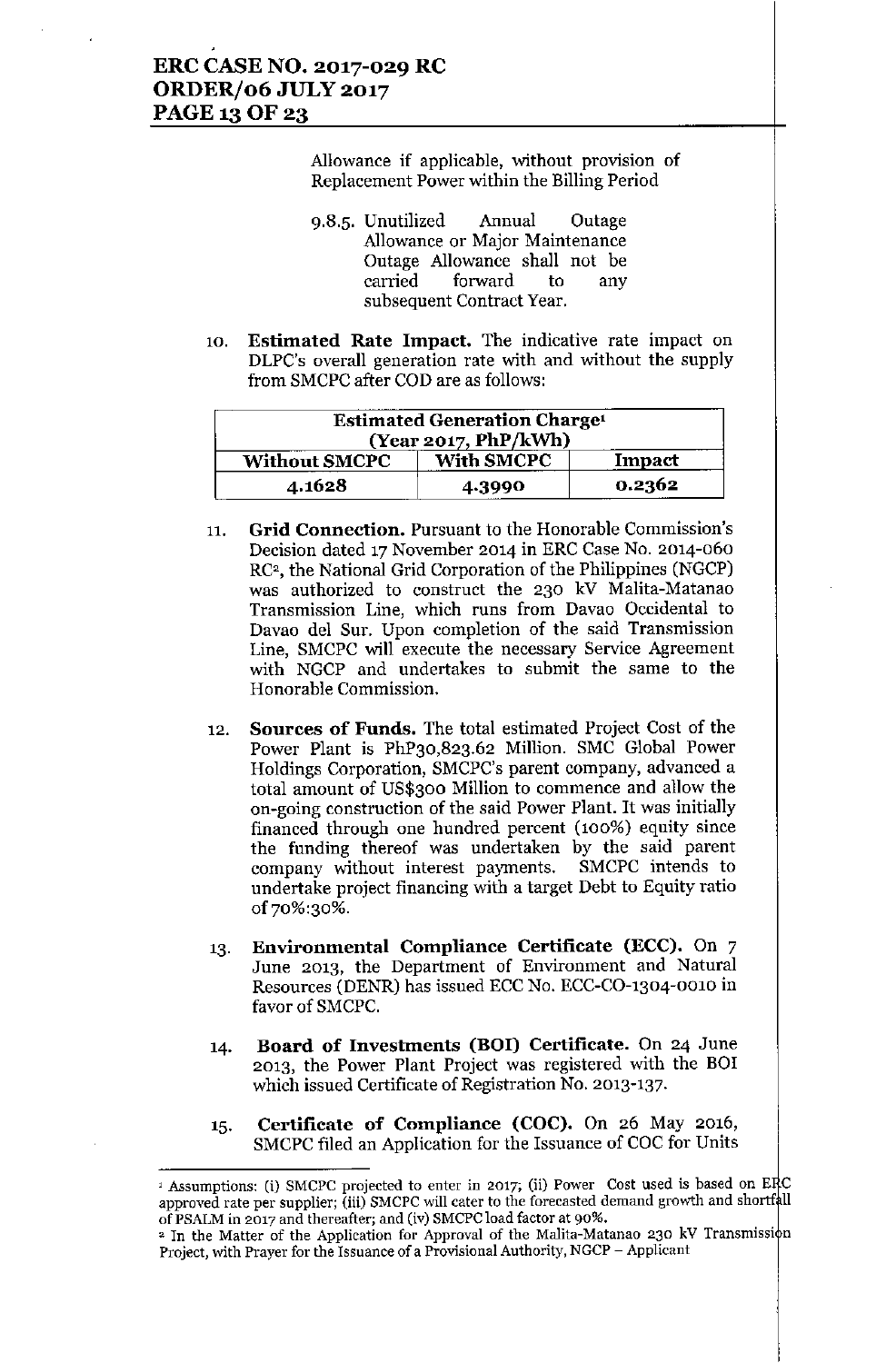Allowance if applicable, without provision of Replacement Power within the Billing Period

9.8.5. Unutilized Annual Outage Allowance or Major Maintenance Outage Allowance shall not be carried forward to any subsequent Contract Year.

10. **Estimated Rate Impact.** The indicative rate impact on DLPC's overall generation rate with and without the supply from SMCPC after COD are as follows:

| Estimated Generation Charge[1] (Year 2017, PhP/kWh) | | |
|---|---|---|
| **Without SMCPC** | **With SMCPC** | **Impact** |
| **4.1628** | **4.3990** | **0.2362** |

11. **Grid Connection.** Pursuant to the Honorable Commission's Decision dated 17 November 2014 in ERC Case No. 2014-060 RC[2], the National Grid Corporation of the Philippines (NGCP) was authorized to construct the 230 kV Malita-Matanao Transmission Line, which runs from Davao Occidental to Davao del Sur. Upon completion of the said Transmission Line, SMCPC will execute the necessary Service Agreement with NGCP and undertakes to submit the same to the Honorable Commission.

12. **Sources of Funds.** The total estimated Project Cost of the Power Plant is PhP30,823.62 Million. SMC Global Power Holdings Corporation, SMCPC's parent company, advanced a total amount of US$300 Million to commence and allow the on-going construction of the said Power Plant. It was initially financed through one hundred percent (100%) equity since the funding thereof was undertaken by the said parent company without interest payments. SMCPC intends to undertake project financing with a target Debt to Equity ratio of 70%:30%.

13. **Environmental Compliance Certificate (ECC).** On 7 June 2013, the Department of Environment and Natural Resources (DENR) has issued ECC No. ECC-CO-1304-0010 in favor of SMCPC.

14. **Board of Investments (BOI) Certificate.** On 24 June 2013, the Power Plant Project was registered with the BOI which issued Certificate of Registration No. 2013-137.

15. **Certificate of Compliance (COC).** On 26 May 2016, SMCPC filed an Application for the Issuance of COC for Units

---

[1] Assumptions: (i) SMCPC projected to enter in 2017; (ii) Power Cost used is based on ERC approved rate per supplier; (iii) SMCPC will cater to the forecasted demand growth and shortfall of PSALM in 2017 and thereafter; and (iv) SMCPC load factor at 90%.

[2] In the Matter of the Application for Approval of the Malita-Matanao 230 kV Transmission Project, with Prayer for the Issuance of a Provisional Authority, NGCP – Applicant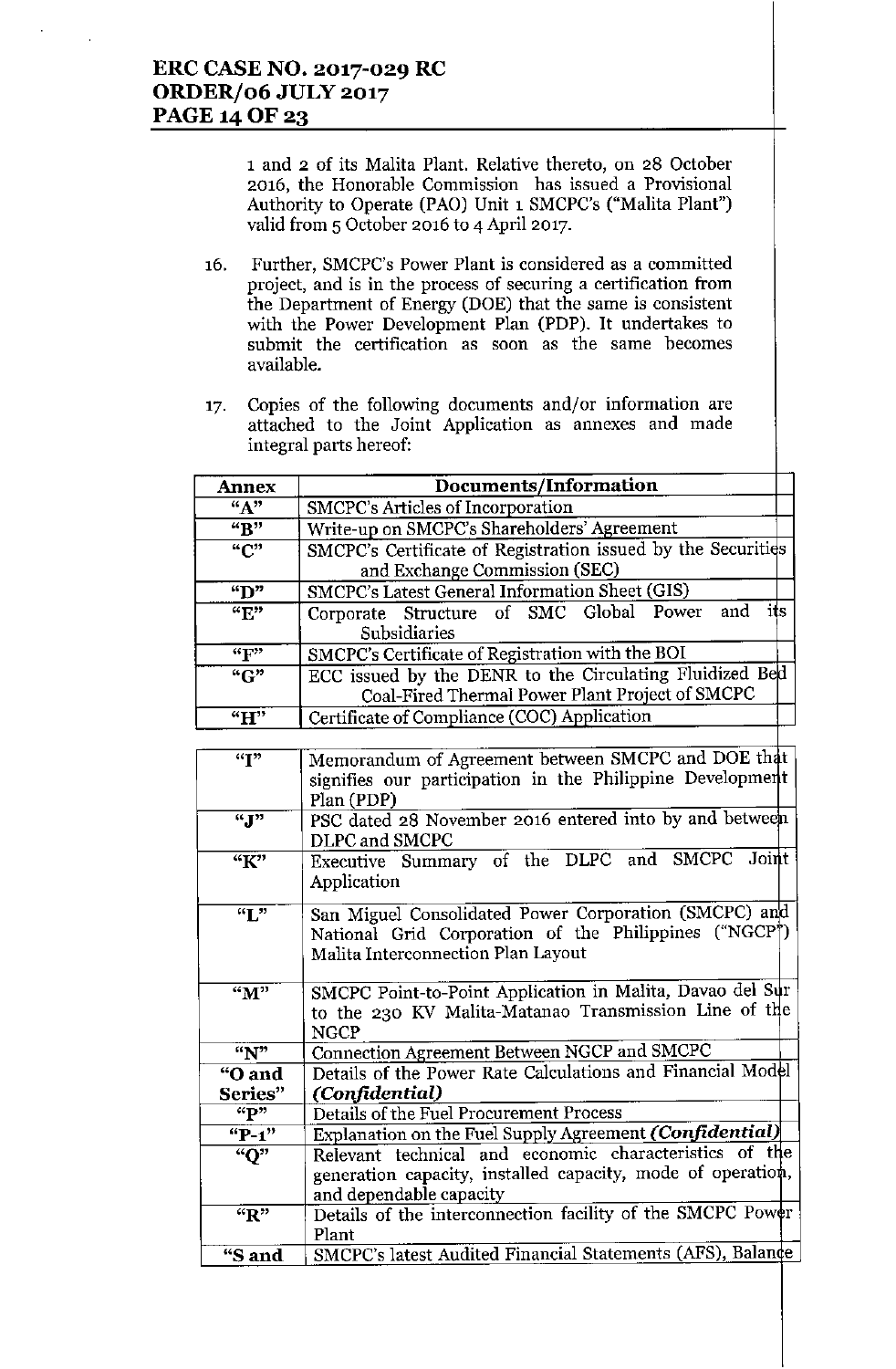1 and 2 of its Malita Plant. Relative thereto, on 28 October 2016, the Honorable Commission has issued a Provisional Authority to Operate (PAO) Unit 1 SMCPC's ("Malita Plant") valid from 5 October 2016 to 4 April 2017.

16. Further, SMCPC's Power Plant is considered as a committed project, and is in the process of securing a certification from the Department of Energy (DOE) that the same is consistent with the Power Development Plan (PDP). It undertakes to submit the certification as soon as the same becomes available.

17. Copies of the following documents and/or information are attached to the Joint Application as annexes and made integral parts hereof:

| Annex | Documents/Information |
|---|---|
| "A" | SMCPC's Articles of Incorporation |
| "B" | Write-up on SMCPC's Shareholders' Agreement |
| "C" | SMCPC's Certificate of Registration issued by the Securities and Exchange Commission (SEC) |
| "D" | SMCPC's Latest General Information Sheet (GIS) |
| "E" | Corporate Structure of SMC Global Power and its Subsidiaries |
| "F" | SMCPC's Certificate of Registration with the BOI |
| "G" | ECC issued by the DENR to the Circulating Fluidized Bed Coal-Fired Thermal Power Plant Project of SMCPC |
| "H" | Certificate of Compliance (COC) Application |
| "I" | Memorandum of Agreement between SMCPC and DOE that signifies our participation in the Philippine Development Plan (PDP) |
| "J" | PSC dated 28 November 2016 entered into by and between DLPC and SMCPC |
| "K" | Executive Summary of the DLPC and SMCPC Joint Application |
| "L" | San Miguel Consolidated Power Corporation (SMCPC) and National Grid Corporation of the Philippines ("NGCP") Malita Interconnection Plan Layout |
| "M" | SMCPC Point-to-Point Application in Malita, Davao del Sur to the 230 KV Malita-Matanao Transmission Line of the NGCP |
| "N" | Connection Agreement Between NGCP and SMCPC |
| "O and Series" | Details of the Power Rate Calculations and Financial Model *(Confidential)* |
| "P" | Details of the Fuel Procurement Process |
| "P-1" | Explanation on the Fuel Supply Agreement ***(Confidential)*** |
| "Q" | Relevant technical and economic characteristics of the generation capacity, installed capacity, mode of operation, and dependable capacity |
| "R" | Details of the interconnection facility of the SMCPC Power Plant |
| "S and | SMCPC's latest Audited Financial Statements (AFS), Balance |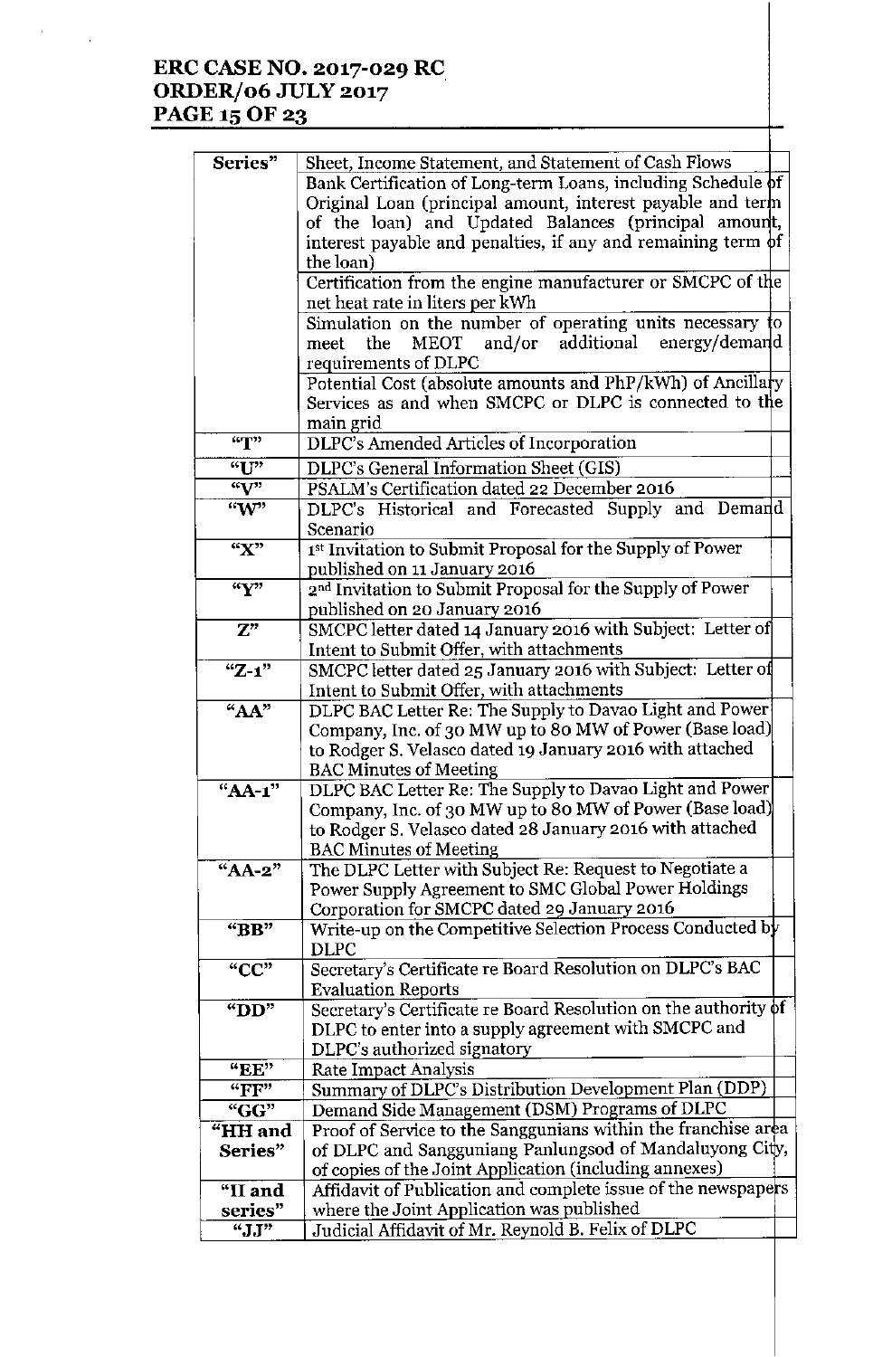| | |
|---|---|
| Series" | Sheet, Income Statement, and Statement of Cash Flows |
| | Bank Certification of Long-term Loans, including Schedule of Original Loan (principal amount, interest payable and term of the loan) and Updated Balances (principal amount, interest payable and penalties, if any and remaining term of the loan) |
| | Certification from the engine manufacturer or SMCPC of the net heat rate in liters per kWh |
| | Simulation on the number of operating units necessary to meet the MEOT and/or additional energy/demand requirements of DLPC |
| | Potential Cost (absolute amounts and PhP/kWh) of Ancillary Services as and when SMCPC or DLPC is connected to the main grid |
| "T" | DLPC's Amended Articles of Incorporation |
| "U" | DLPC's General Information Sheet (GIS) |
| "V" | PSALM's Certification dated 22 December 2016 |
| "W" | DLPC's Historical and Forecasted Supply and Demand Scenario |
| "X" | 1st Invitation to Submit Proposal for the Supply of Power published on 11 January 2016 |
| "Y" | 2nd Invitation to Submit Proposal for the Supply of Power published on 20 January 2016 |
| Z" | SMCPC letter dated 14 January 2016 with Subject: Letter of Intent to Submit Offer, with attachments |
| "Z-1" | SMCPC letter dated 25 January 2016 with Subject: Letter of Intent to Submit Offer, with attachments |
| "AA" | DLPC BAC Letter Re: The Supply to Davao Light and Power Company, Inc. of 30 MW up to 80 MW of Power (Base load) to Rodger S. Velasco dated 19 January 2016 with attached BAC Minutes of Meeting |
| "AA-1" | DLPC BAC Letter Re: The Supply to Davao Light and Power Company, Inc. of 30 MW up to 80 MW of Power (Base load) to Rodger S. Velasco dated 28 January 2016 with attached BAC Minutes of Meeting |
| "AA-2" | The DLPC Letter with Subject Re: Request to Negotiate a Power Supply Agreement to SMC Global Power Holdings Corporation for SMCPC dated 29 January 2016 |
| "BB" | Write-up on the Competitive Selection Process Conducted by DLPC |
| "CC" | Secretary's Certificate re Board Resolution on DLPC's BAC Evaluation Reports |
| "DD" | Secretary's Certificate re Board Resolution on the authority of DLPC to enter into a supply agreement with SMCPC and DLPC's authorized signatory |
| "EE" | Rate Impact Analysis |
| "FF" | Summary of DLPC's Distribution Development Plan (DDP) |
| "GG" | Demand Side Management (DSM) Programs of DLPC |
| "HH and Series" | Proof of Service to the Sanggunians within the franchise area of DLPC and Sangguniang Panlungsod of Mandaluyong City, of copies of the Joint Application (including annexes) |
| "II and series" | Affidavit of Publication and complete issue of the newspapers where the Joint Application was published |
| "JJ" | Judicial Affidavit of Mr. Reynold B. Felix of DLPC |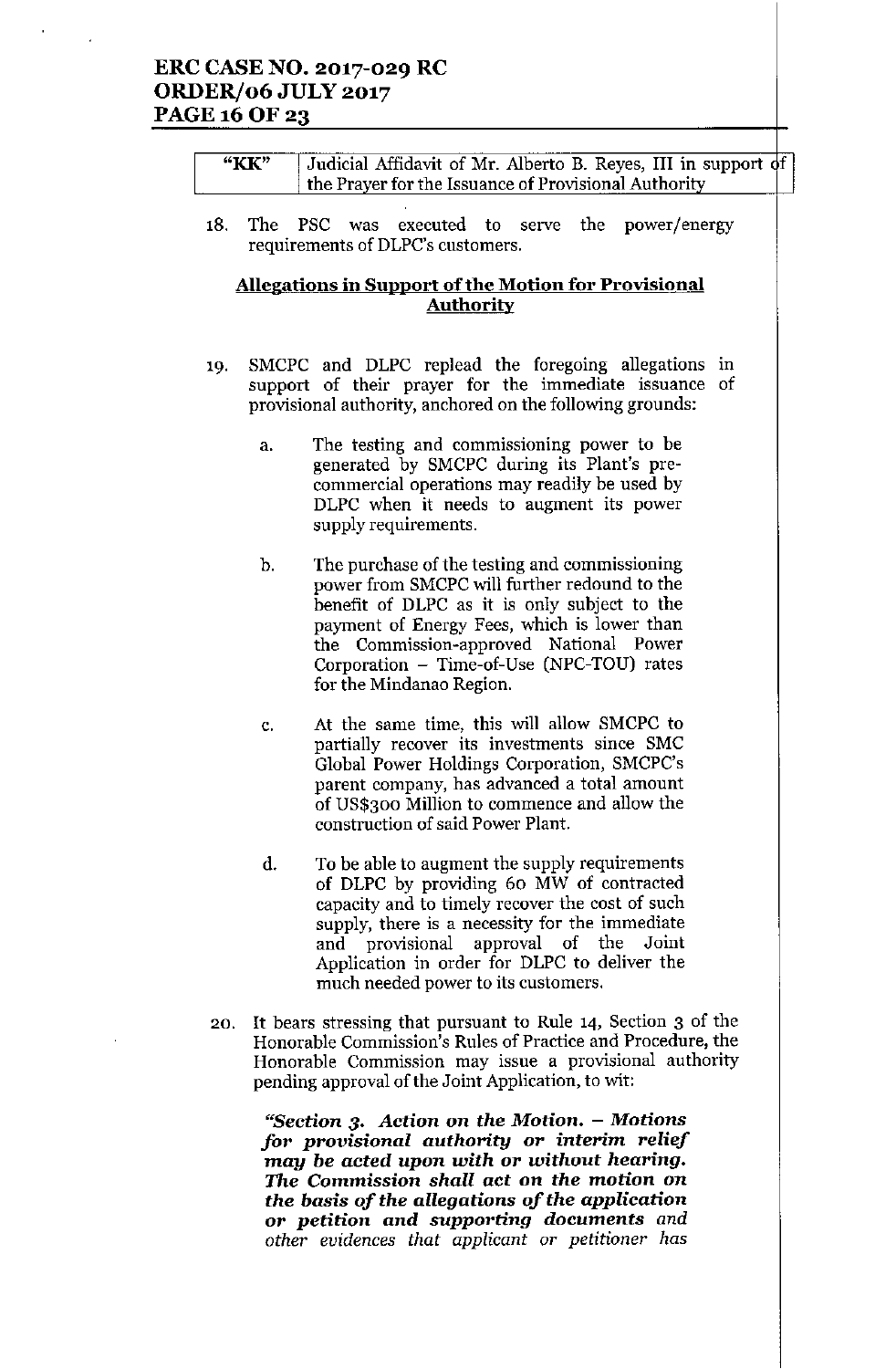| "KK" | Judicial Affidavit of Mr. Alberto B. Reyes, III in support of the Prayer for the Issuance of Provisional Authority |
|---|---|

18. The PSC was executed to serve the power/energy requirements of DLPC's customers.

## Allegations in Support of the Motion for Provisional Authority

19. SMCPC and DLPC replead the foregoing allegations in support of their prayer for the immediate issuance of provisional authority, anchored on the following grounds:

    a. The testing and commissioning power to be generated by SMCPC during its Plant's pre-commercial operations may readily be used by DLPC when it needs to augment its power supply requirements.

    b. The purchase of the testing and commissioning power from SMCPC will further redound to the benefit of DLPC as it is only subject to the payment of Energy Fees, which is lower than the Commission-approved National Power Corporation – Time-of-Use (NPC-TOU) rates for the Mindanao Region.

    c. At the same time, this will allow SMCPC to partially recover its investments since SMC Global Power Holdings Corporation, SMCPC's parent company, has advanced a total amount of US$300 Million to commence and allow the construction of said Power Plant.

    d. To be able to augment the supply requirements of DLPC by providing 60 MW of contracted capacity and to timely recover the cost of such supply, there is a necessity for the immediate and provisional approval of the Joint Application in order for DLPC to deliver the much needed power to its customers.

20. It bears stressing that pursuant to Rule 14, Section 3 of the Honorable Commission's Rules of Practice and Procedure, the Honorable Commission may issue a provisional authority pending approval of the Joint Application, to wit:

    ***"Section 3. Action on the Motion. – Motions for provisional authority or interim relief may be acted upon with or without hearing. The Commission shall act on the motion on the basis of the allegations of the application or petition and supporting documents** and other evidences that applicant or petitioner has*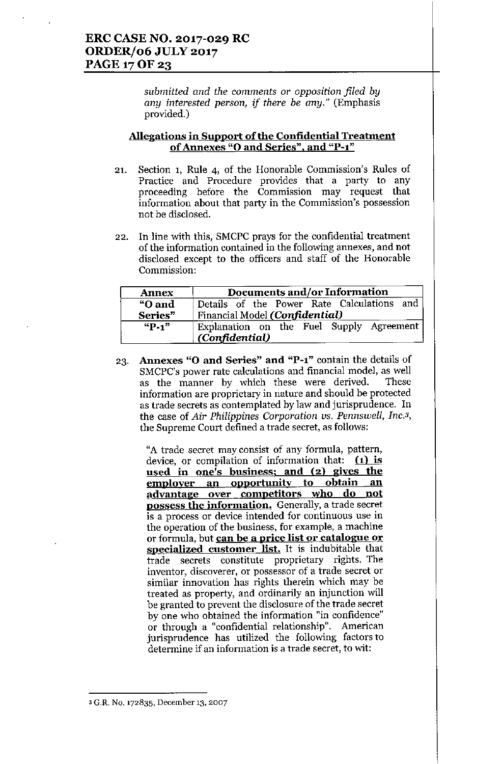*submitted and the comments or opposition filed by any interested person, if there be any."* (Emphasis provided.)

## Allegations in Support of the Confidential Treatment of Annexes "O and Series", and "P-1"

21. Section 1, Rule 4, of the Honorable Commission's Rules of Practice and Procedure provides that a party to any proceeding before the Commission may request that information about that party in the Commission's possession not be disclosed.

22. In line with this, SMCPC prays for the confidential treatment of the information contained in the following annexes, and not disclosed except to the officers and staff of the Honorable Commission:

| Annex | Documents and/or Information |
|---|---|
| "O and Series" | Details of the Power Rate Calculations and Financial Model ***(Confidential)*** |
| "P-1" | Explanation on the Fuel Supply Agreement ***(Confidential)*** |

23. **Annexes "O and Series" and "P-1"** contain the details of SMCPC's power rate calculations and financial model, as well as the manner by which these were derived. These information are proprietary in nature and should be protected as trade secrets as contemplated by law and jurisprudence. In the case of *Air Philippines Corporation vs. Pennswell, Inc.*[3], the Supreme Court defined a trade secret, as follows:

   "A trade secret may consist of any formula, pattern, device, or compilation of information that: **(1) is used in one's business; and (2) gives the employer an opportunity to obtain an advantage over competitors who do not possess the information.** Generally, a trade secret is a process or device intended for continuous use in the operation of the business, for example, a machine or formula, but **can be a price list or catalogue or specialized customer list.** It is indubitable that trade secrets constitute proprietary rights. The inventor, discoverer, or possessor of a trade secret or similar innovation has rights therein which may be treated as property, and ordinarily an injunction will be granted to prevent the disclosure of the trade secret by one who obtained the information "in confidence" or through a "confidential relationship". American jurisprudence has utilized the following factors to determine if an information is a trade secret, to wit:

---

[3] G.R. No. 172835, December 13, 2007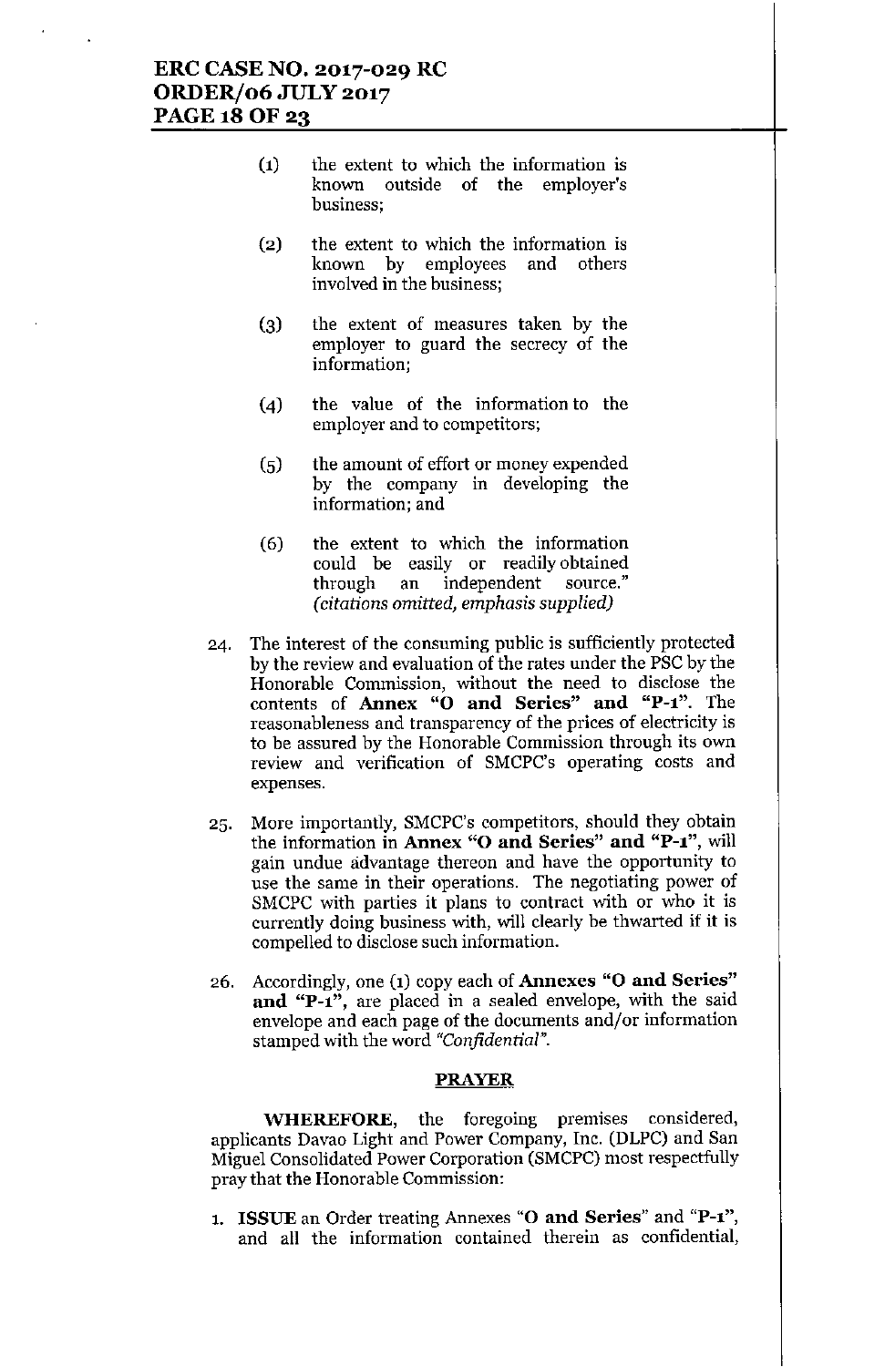(1) the extent to which the information is known outside of the employer's business;

(2) the extent to which the information is known by employees and others involved in the business;

(3) the extent of measures taken by the employer to guard the secrecy of the information;

(4) the value of the information to the employer and to competitors;

(5) the amount of effort or money expended by the company in developing the information; and

(6) the extent to which the information could be easily or readily obtained through an independent source." *(citations omitted, emphasis supplied)*

24. The interest of the consuming public is sufficiently protected by the review and evaluation of the rates under the PSC by the Honorable Commission, without the need to disclose the contents of **Annex "O and Series" and "P-1"**. The reasonableness and transparency of the prices of electricity is to be assured by the Honorable Commission through its own review and verification of SMCPC's operating costs and expenses.

25. More importantly, SMCPC's competitors, should they obtain the information in **Annex "O and Series" and "P-1"**, will gain undue advantage thereon and have the opportunity to use the same in their operations. The negotiating power of SMCPC with parties it plans to contract with or who it is currently doing business with, will clearly be thwarted if it is compelled to disclose such information.

26. Accordingly, one (1) copy each of **Annexes "O and Series" and "P-1"**, are placed in a sealed envelope, with the said envelope and each page of the documents and/or information stamped with the word *"Confidential"*.

## PRAYER

**WHEREFORE**, the foregoing premises considered, applicants Davao Light and Power Company, Inc. (DLPC) and San Miguel Consolidated Power Corporation (SMCPC) most respectfully pray that the Honorable Commission:

1. **ISSUE** an Order treating Annexes "**O and Series**" and "**P-1**", and all the information contained therein as confidential,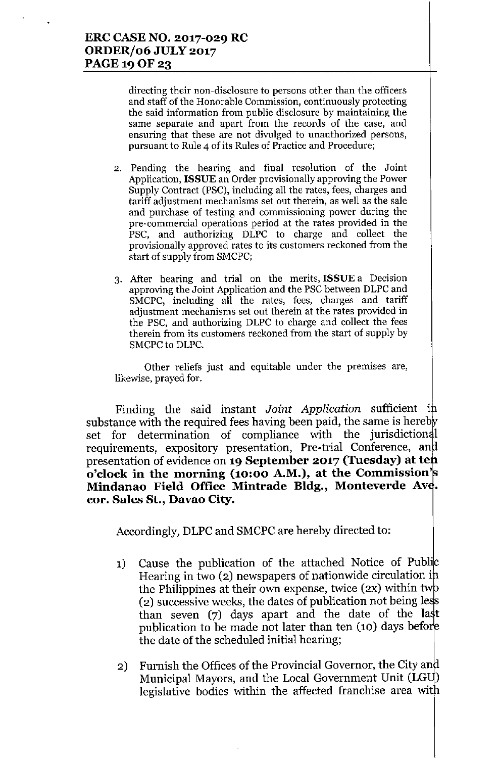directing their non-disclosure to persons other than the officers and staff of the Honorable Commission, continuously protecting the said information from public disclosure by maintaining the same separate and apart from the records of the case, and ensuring that these are not divulged to unauthorized persons, pursuant to Rule 4 of its Rules of Practice and Procedure;

2. Pending the hearing and final resolution of the Joint Application, **ISSUE** an Order provisionally approving the Power Supply Contract (PSC), including all the rates, fees, charges and tariff adjustment mechanisms set out therein, as well as the sale and purchase of testing and commissioning power during the pre-commercial operations period at the rates provided in the PSC, and authorizing DLPC to charge and collect the provisionally approved rates to its customers reckoned from the start of supply from SMCPC;

3. After hearing and trial on the merits, **ISSUE** a Decision approving the Joint Application and the PSC between DLPC and SMCPC, including all the rates, fees, charges and tariff adjustment mechanisms set out therein at the rates provided in the PSC, and authorizing DLPC to charge and collect the fees therein from its customers reckoned from the start of supply by SMCPC to DLPC.

Other reliefs just and equitable under the premises are, likewise, prayed for.

Finding the said instant *Joint Application* sufficient in substance with the required fees having been paid, the same is hereby set for determination of compliance with the jurisdictional requirements, expository presentation, Pre-trial Conference, and presentation of evidence on **19 September 2017 (Tuesday) at ten o'clock in the morning (10:00 A.M.), at the Commission's Mindanao Field Office Mintrade Bldg., Monteverde Ave. cor. Sales St., Davao City.**

Accordingly, DLPC and SMCPC are hereby directed to:

1) Cause the publication of the attached Notice of Public Hearing in two (2) newspapers of nationwide circulation in the Philippines at their own expense, twice (2x) within two (2) successive weeks, the dates of publication not being less than seven (7) days apart and the date of the last publication to be made not later than ten (10) days before the date of the scheduled initial hearing;

2) Furnish the Offices of the Provincial Governor, the City and Municipal Mayors, and the Local Government Unit (LGU) legislative bodies within the affected franchise area with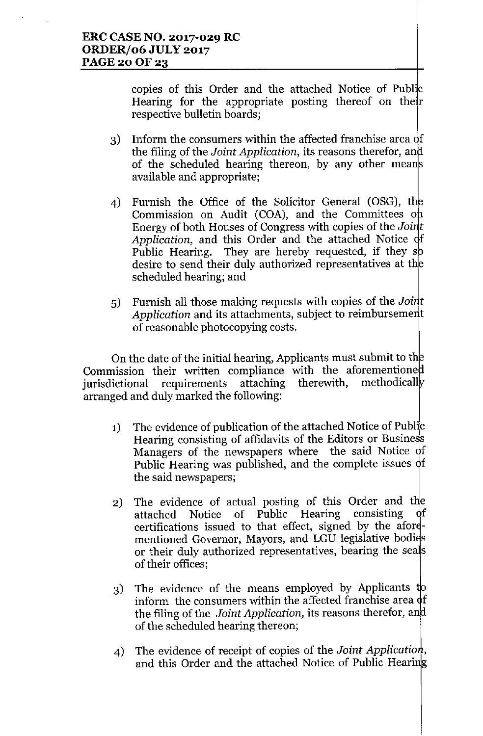copies of this Order and the attached Notice of Public Hearing for the appropriate posting thereof on their respective bulletin boards;

3) Inform the consumers within the affected franchise area of the filing of the *Joint Application*, its reasons therefor, and of the scheduled hearing thereon, by any other means available and appropriate;

4) Furnish the Office of the Solicitor General (OSG), the Commission on Audit (COA), and the Committees on Energy of both Houses of Congress with copies of the *Joint Application*, and this Order and the attached Notice of Public Hearing. They are hereby requested, if they so desire to send their duly authorized representatives at the scheduled hearing; and

5) Furnish all those making requests with copies of the *Joint Application* and its attachments, subject to reimbursement of reasonable photocopying costs.

On the date of the initial hearing, Applicants must submit to the Commission their written compliance with the aforementioned jurisdictional requirements attaching therewith, methodically arranged and duly marked the following:

1) The evidence of publication of the attached Notice of Public Hearing consisting of affidavits of the Editors or Business Managers of the newspapers where the said Notice of Public Hearing was published, and the complete issues of the said newspapers;

2) The evidence of actual posting of this Order and the attached Notice of Public Hearing consisting of certifications issued to that effect, signed by the aforementioned Governor, Mayors, and LGU legislative bodies or their duly authorized representatives, bearing the seals of their offices;

3) The evidence of the means employed by Applicants to inform the consumers within the affected franchise area of the filing of the *Joint Application*, its reasons therefor, and of the scheduled hearing thereon;

4) The evidence of receipt of copies of the *Joint Application*, and this Order and the attached Notice of Public Hearing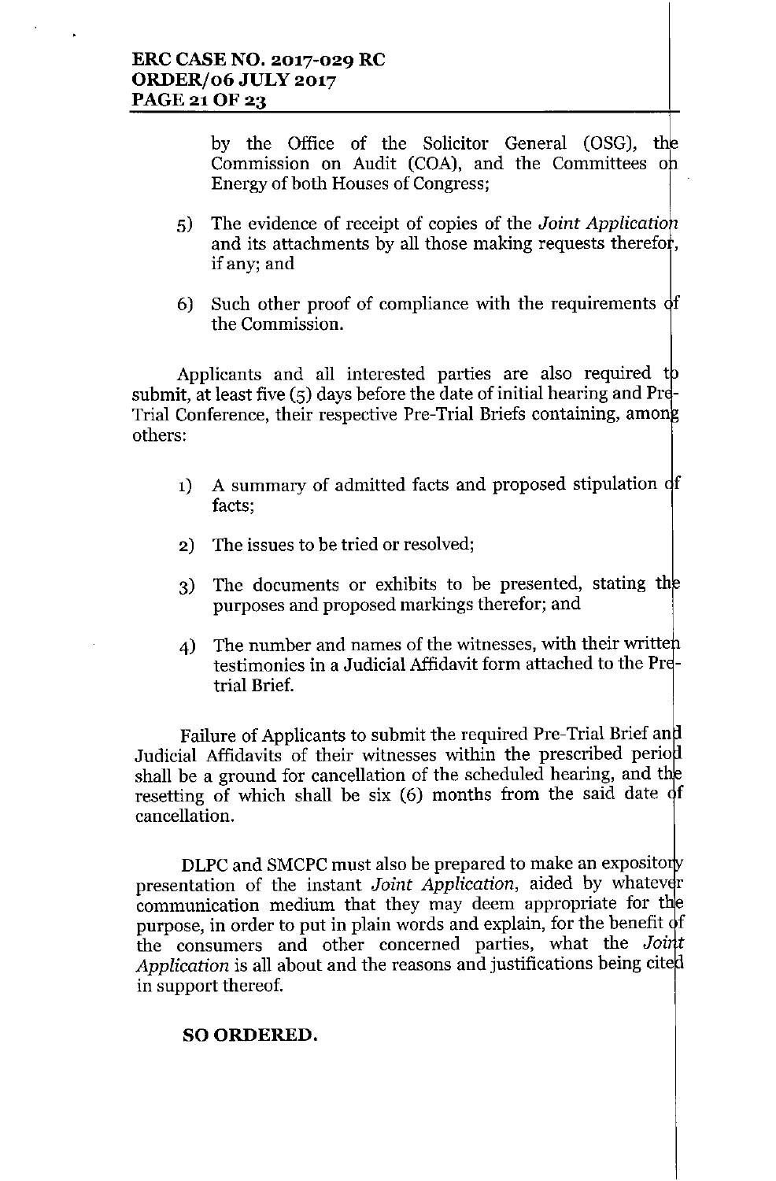by the Office of the Solicitor General (OSG), the Commission on Audit (COA), and the Committees on Energy of both Houses of Congress;

5) The evidence of receipt of copies of the *Joint Application* and its attachments by all those making requests therefor, if any; and

6) Such other proof of compliance with the requirements of the Commission.

Applicants and all interested parties are also required to submit, at least five (5) days before the date of initial hearing and Pre-Trial Conference, their respective Pre-Trial Briefs containing, among others:

1) A summary of admitted facts and proposed stipulation of facts;

2) The issues to be tried or resolved;

3) The documents or exhibits to be presented, stating the purposes and proposed markings therefor; and

4) The number and names of the witnesses, with their written testimonies in a Judicial Affidavit form attached to the Pre-trial Brief.

Failure of Applicants to submit the required Pre-Trial Brief and Judicial Affidavits of their witnesses within the prescribed period shall be a ground for cancellation of the scheduled hearing, and the resetting of which shall be six (6) months from the said date of cancellation.

DLPC and SMCPC must also be prepared to make an expository presentation of the instant *Joint Application*, aided by whatever communication medium that they may deem appropriate for the purpose, in order to put in plain words and explain, for the benefit of the consumers and other concerned parties, what the *Joint Application* is all about and the reasons and justifications being cited in support thereof.

**SO ORDERED.**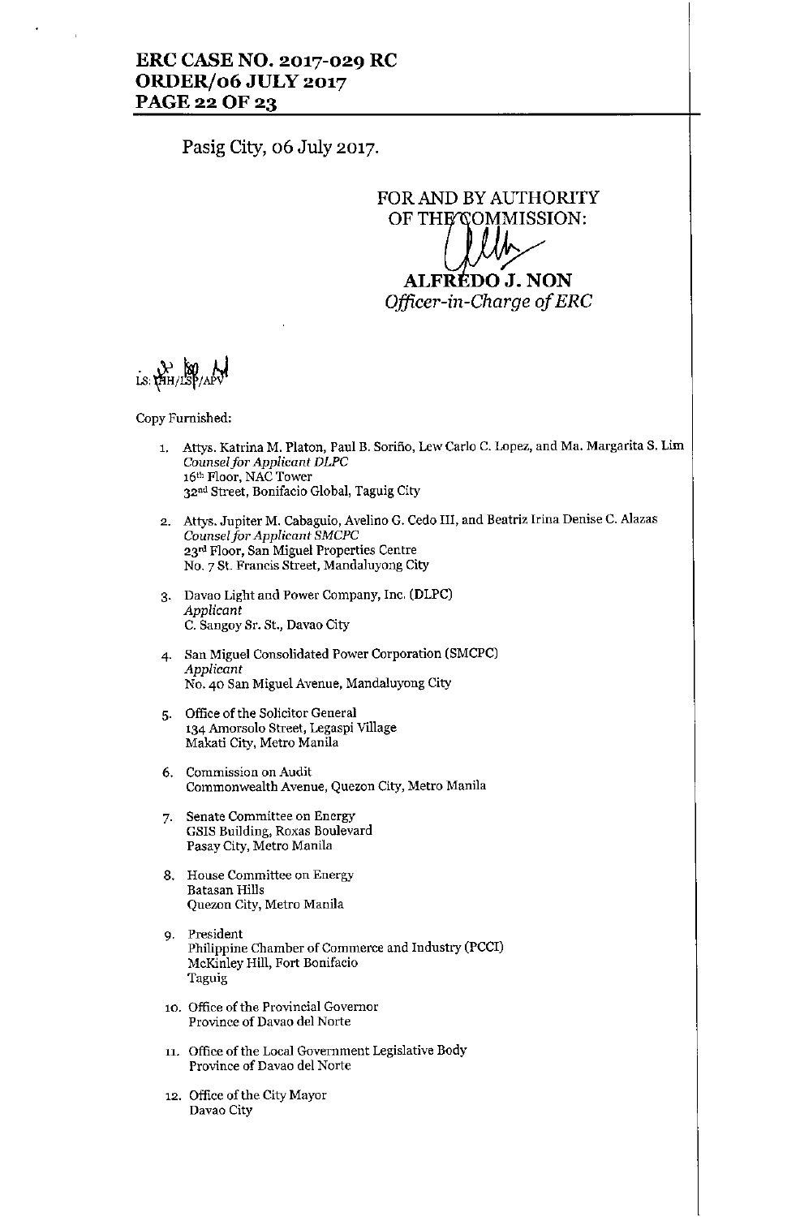Pasig City, 06 July 2017.

FOR AND BY AUTHORITY OF THE COMMISSION:

**ALFREDO J. NON**
*Officer-in-Charge of ERC*

LS: HH/LSP/APV

Copy Furnished:

1. Attys. Katrina M. Platon, Paul B. Soriño, Lew Carlo C. Lopez, and Ma. Margarita S. Lim
   *Counsel for Applicant DLPC*
   16th Floor, NAC Tower
   32nd Street, Bonifacio Global, Taguig City

2. Attys. Jupiter M. Cabaguio, Avelino G. Cedo III, and Beatriz Irina Denise C. Alazas
   *Counsel for Applicant SMCPC*
   23rd Floor, San Miguel Properties Centre
   No. 7 St. Francis Street, Mandaluyong City

3. Davao Light and Power Company, Inc. (DLPC)
   *Applicant*
   C. Sangoy Sr. St., Davao City

4. San Miguel Consolidated Power Corporation (SMCPC)
   *Applicant*
   No. 40 San Miguel Avenue, Mandaluyong City

5. Office of the Solicitor General
   134 Amorsolo Street, Legaspi Village
   Makati City, Metro Manila

6. Commission on Audit
   Commonwealth Avenue, Quezon City, Metro Manila

7. Senate Committee on Energy
   GSIS Building, Roxas Boulevard
   Pasay City, Metro Manila

8. House Committee on Energy
   Batasan Hills
   Quezon City, Metro Manila

9. President
   Philippine Chamber of Commerce and Industry (PCCI)
   McKinley Hill, Fort Bonifacio
   Taguig

10. Office of the Provincial Governor
    Province of Davao del Norte

11. Office of the Local Government Legislative Body
    Province of Davao del Norte

12. Office of the City Mayor
    Davao City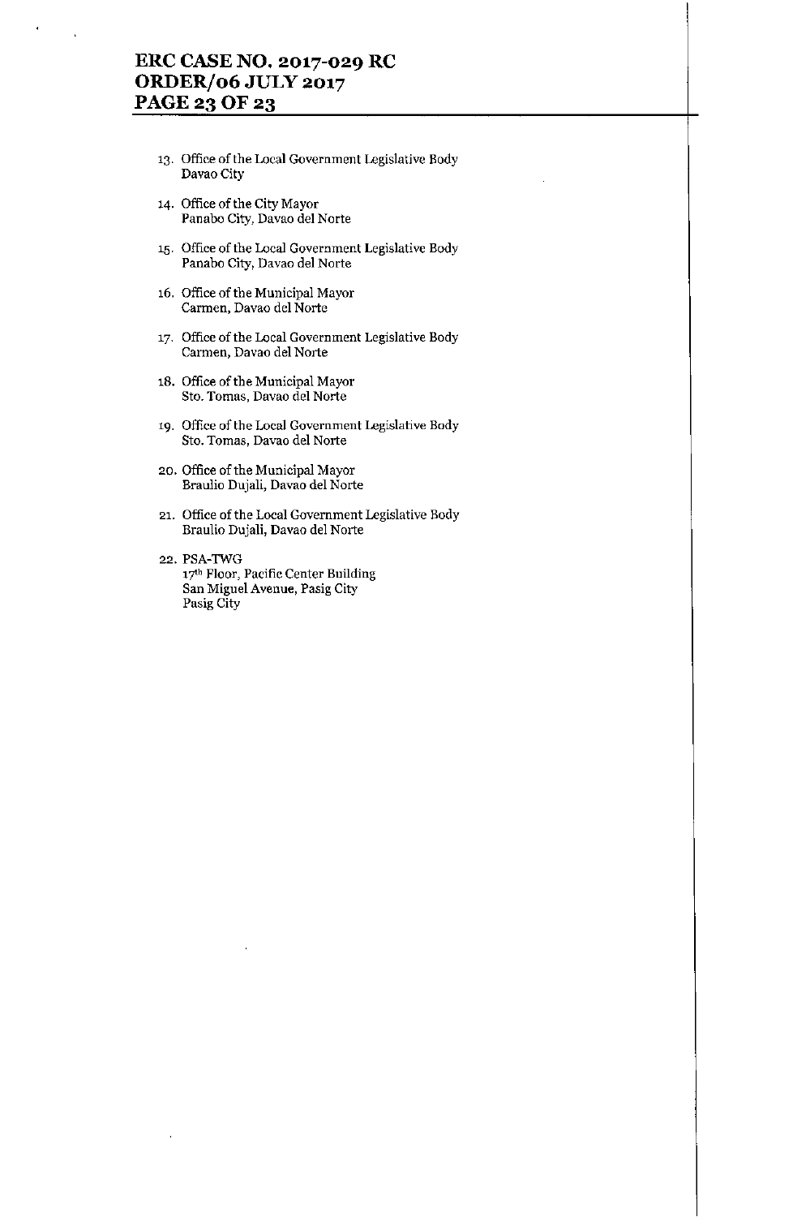13. Office of the Local Government Legislative Body
    Davao City

14. Office of the City Mayor
    Panabo City, Davao del Norte

15. Office of the Local Government Legislative Body
    Panabo City, Davao del Norte

16. Office of the Municipal Mayor
    Carmen, Davao del Norte

17. Office of the Local Government Legislative Body
    Carmen, Davao del Norte

18. Office of the Municipal Mayor
    Sto. Tomas, Davao del Norte

19. Office of the Local Government Legislative Body
    Sto. Tomas, Davao del Norte

20. Office of the Municipal Mayor
    Braulio Dujali, Davao del Norte

21. Office of the Local Government Legislative Body
    Braulio Dujali, Davao del Norte

22. PSA-TWG
    17th Floor, Pacific Center Building
    San Miguel Avenue, Pasig City
    Pasig City